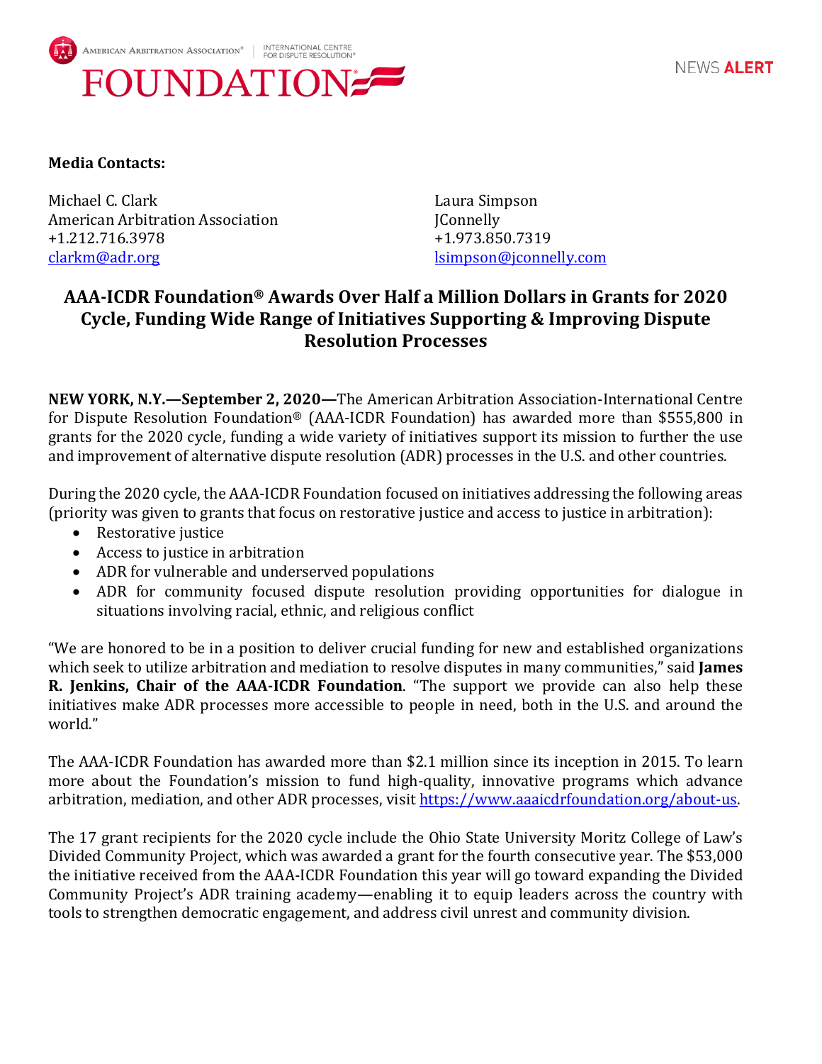AMERICAN ARBITRATION ASSOCIATION® | INTERNATIONAL CENTRE FOR DISPUTE RESOLUTION®

FOUNDATION

NEWS ALERT

**Media Contacts:**

Michael C. Clark
American Arbitration Association
+1.212.716.3978
clarkm@adr.org

Laura Simpson
JConnelly
+1.973.850.7319
lsimpson@jconnelly.com

# AAA-ICDR Foundation® Awards Over Half a Million Dollars in Grants for 2020 Cycle, Funding Wide Range of Initiatives Supporting & Improving Dispute Resolution Processes

**NEW YORK, N.Y.—September 2, 2020—**The American Arbitration Association-International Centre for Dispute Resolution Foundation® (AAA-ICDR Foundation) has awarded more than $555,800 in grants for the 2020 cycle, funding a wide variety of initiatives support its mission to further the use and improvement of alternative dispute resolution (ADR) processes in the U.S. and other countries.

During the 2020 cycle, the AAA-ICDR Foundation focused on initiatives addressing the following areas (priority was given to grants that focus on restorative justice and access to justice in arbitration):

- Restorative justice
- Access to justice in arbitration
- ADR for vulnerable and underserved populations
- ADR for community focused dispute resolution providing opportunities for dialogue in situations involving racial, ethnic, and religious conflict

"We are honored to be in a position to deliver crucial funding for new and established organizations which seek to utilize arbitration and mediation to resolve disputes in many communities," said **James R. Jenkins, Chair of the AAA-ICDR Foundation**. "The support we provide can also help these initiatives make ADR processes more accessible to people in need, both in the U.S. and around the world."

The AAA-ICDR Foundation has awarded more than $2.1 million since its inception in 2015. To learn more about the Foundation's mission to fund high-quality, innovative programs which advance arbitration, mediation, and other ADR processes, visit https://www.aaaicdrfoundation.org/about-us.

The 17 grant recipients for the 2020 cycle include the Ohio State University Moritz College of Law's Divided Community Project, which was awarded a grant for the fourth consecutive year. The $53,000 the initiative received from the AAA-ICDR Foundation this year will go toward expanding the Divided Community Project's ADR training academy—enabling it to equip leaders across the country with tools to strengthen democratic engagement, and address civil unrest and community division.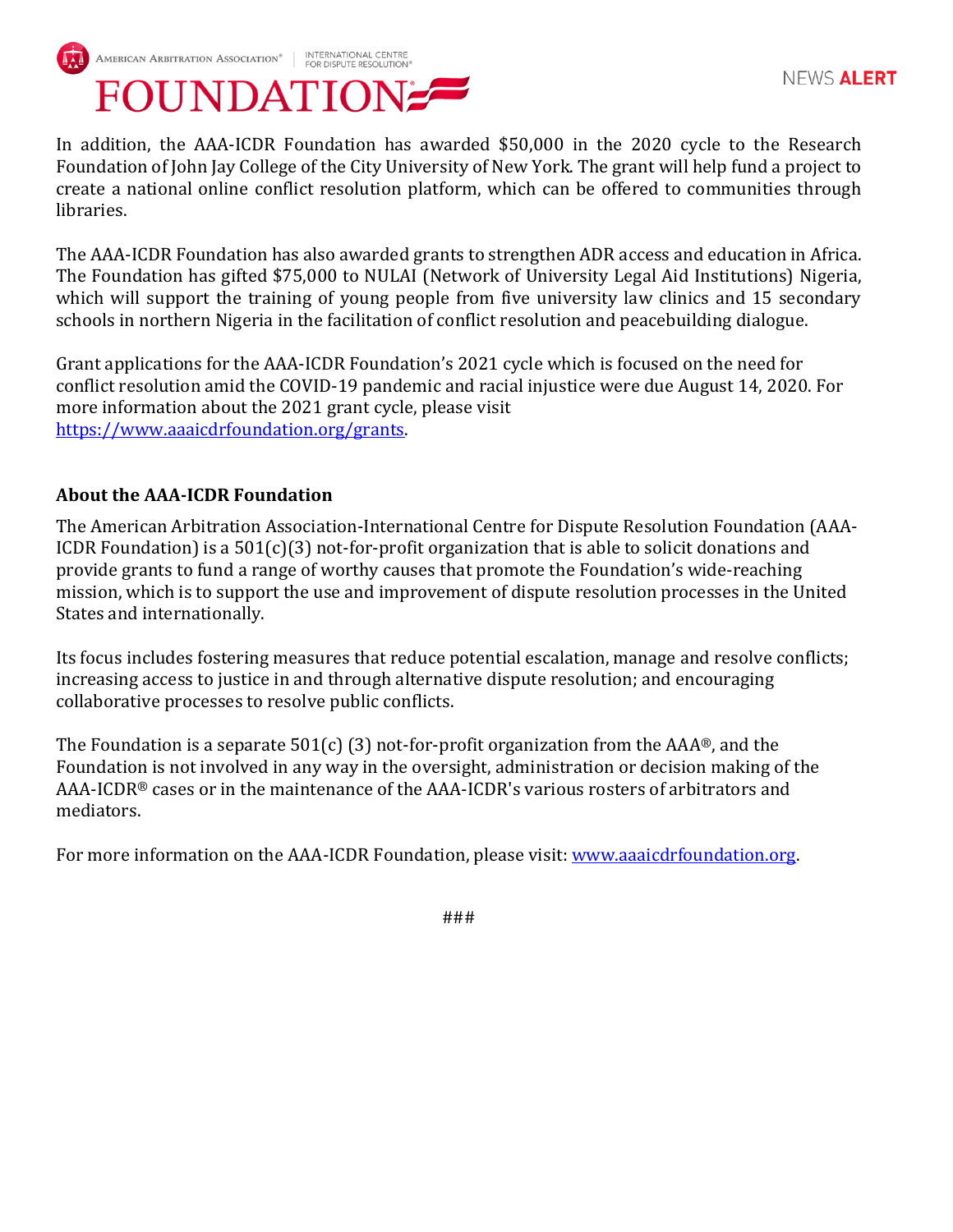In addition, the AAA-ICDR Foundation has awarded $50,000 in the 2020 cycle to the Research Foundation of John Jay College of the City University of New York. The grant will help fund a project to create a national online conflict resolution platform, which can be offered to communities through libraries.

The AAA-ICDR Foundation has also awarded grants to strengthen ADR access and education in Africa. The Foundation has gifted $75,000 to NULAI (Network of University Legal Aid Institutions) Nigeria, which will support the training of young people from five university law clinics and 15 secondary schools in northern Nigeria in the facilitation of conflict resolution and peacebuilding dialogue.

Grant applications for the AAA-ICDR Foundation's 2021 cycle which is focused on the need for conflict resolution amid the COVID-19 pandemic and racial injustice were due August 14, 2020. For more information about the 2021 grant cycle, please visit [https://www.aaaicdrfoundation.org/grants](https://www.aaaicdrfoundation.org/grants).

**About the AAA-ICDR Foundation**

The American Arbitration Association-International Centre for Dispute Resolution Foundation (AAA-ICDR Foundation) is a 501(c)(3) not-for-profit organization that is able to solicit donations and provide grants to fund a range of worthy causes that promote the Foundation's wide-reaching mission, which is to support the use and improvement of dispute resolution processes in the United States and internationally.

Its focus includes fostering measures that reduce potential escalation, manage and resolve conflicts; increasing access to justice in and through alternative dispute resolution; and encouraging collaborative processes to resolve public conflicts.

The Foundation is a separate 501(c) (3) not-for-profit organization from the AAA®, and the Foundation is not involved in any way in the oversight, administration or decision making of the AAA-ICDR® cases or in the maintenance of the AAA-ICDR's various rosters of arbitrators and mediators.

For more information on the AAA-ICDR Foundation, please visit: [www.aaaicdrfoundation.org](http://www.aaaicdrfoundation.org).

###